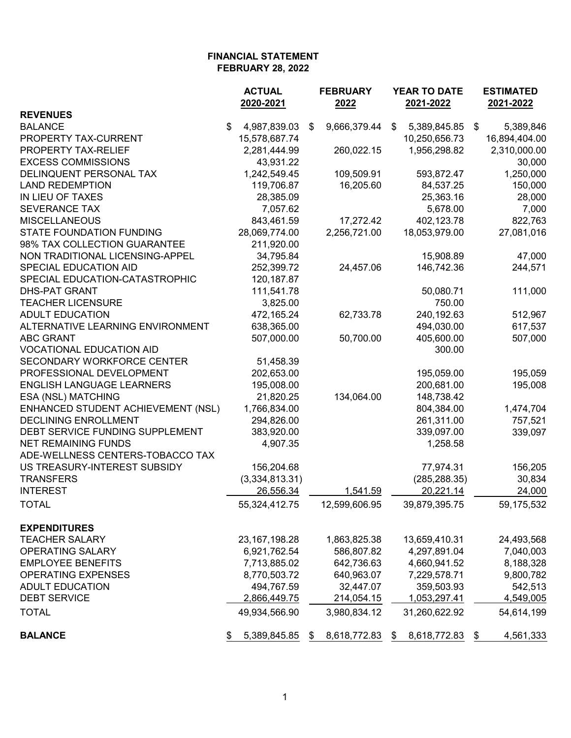**FINANCIAL STATEMENT**
**FEBRUARY 28, 2022**

| | ACTUAL 2020-2021 | FEBRUARY 2022 | YEAR TO DATE 2021-2022 | ESTIMATED 2021-2022 |
|---|---|---|---|---|
| **REVENUES** | | | | |
| BALANCE | $ 4,987,839.03 | $ 9,666,379.44 | $ 5,389,845.85 | $ 5,389,846 |
| PROPERTY TAX-CURRENT | 15,578,687.74 | | 10,250,656.73 | 16,894,404.00 |
| PROPERTY TAX-RELIEF | 2,281,444.99 | 260,022.15 | 1,956,298.82 | 2,310,000.00 |
| EXCESS COMMISSIONS | 43,931.22 | | | 30,000 |
| DELINQUENT PERSONAL TAX | 1,242,549.45 | 109,509.91 | 593,872.47 | 1,250,000 |
| LAND REDEMPTION | 119,706.87 | 16,205.60 | 84,537.25 | 150,000 |
| IN LIEU OF TAXES | 28,385.09 | | 25,363.16 | 28,000 |
| SEVERANCE TAX | 7,057.62 | | 5,678.00 | 7,000 |
| MISCELLANEOUS | 843,461.59 | 17,272.42 | 402,123.78 | 822,763 |
| STATE FOUNDATION FUNDING | 28,069,774.00 | 2,256,721.00 | 18,053,979.00 | 27,081,016 |
| 98% TAX COLLECTION GUARANTEE | 211,920.00 | | | |
| NON TRADITIONAL LICENSING-APPEL | 34,795.84 | | 15,908.89 | 47,000 |
| SPECIAL EDUCATION AID | 252,399.72 | 24,457.06 | 146,742.36 | 244,571 |
| SPECIAL EDUCATION-CATASTROPHIC | 120,187.87 | | | |
| DHS-PAT GRANT | 111,541.78 | | 50,080.71 | 111,000 |
| TEACHER LICENSURE | 3,825.00 | | 750.00 | |
| ADULT EDUCATION | 472,165.24 | 62,733.78 | 240,192.63 | 512,967 |
| ALTERNATIVE LEARNING ENVIRONMENT | 638,365.00 | | 494,030.00 | 617,537 |
| ABC GRANT | 507,000.00 | 50,700.00 | 405,600.00 | 507,000 |
| VOCATIONAL EDUCATION AID | | | 300.00 | |
| SECONDARY WORKFORCE CENTER | 51,458.39 | | | |
| PROFESSIONAL DEVELOPMENT | 202,653.00 | | 195,059.00 | 195,059 |
| ENGLISH LANGUAGE LEARNERS | 195,008.00 | | 200,681.00 | 195,008 |
| ESA (NSL) MATCHING | 21,820.25 | 134,064.00 | 148,738.42 | |
| ENHANCED STUDENT ACHIEVEMENT (NSL) | 1,766,834.00 | | 804,384.00 | 1,474,704 |
| DECLINING ENROLLMENT | 294,826.00 | | 261,311.00 | 757,521 |
| DEBT SERVICE FUNDING SUPPLEMENT | 383,920.00 | | 339,097.00 | 339,097 |
| NET REMAINING FUNDS | 4,907.35 | | 1,258.58 | |
| ADE-WELLNESS CENTERS-TOBACCO TAX | | | | |
| US TREASURY-INTEREST SUBSIDY | 156,204.68 | | 77,974.31 | 156,205 |
| TRANSFERS | (3,334,813.31) | | (285,288.35) | 30,834 |
| INTEREST | 26,556.34 | 1,541.59 | 20,221.14 | 24,000 |
| TOTAL | 55,324,412.75 | 12,599,606.95 | 39,879,395.75 | 59,175,532 |
| **EXPENDITURES** | | | | |
| TEACHER SALARY | 23,167,198.28 | 1,863,825.38 | 13,659,410.31 | 24,493,568 |
| OPERATING SALARY | 6,921,762.54 | 586,807.82 | 4,297,891.04 | 7,040,003 |
| EMPLOYEE BENEFITS | 7,713,885.02 | 642,736.63 | 4,660,941.52 | 8,188,328 |
| OPERATING EXPENSES | 8,770,503.72 | 640,963.07 | 7,229,578.71 | 9,800,782 |
| ADULT EDUCATION | 494,767.59 | 32,447.07 | 359,503.93 | 542,513 |
| DEBT SERVICE | 2,866,449.75 | 214,054.15 | 1,053,297.41 | 4,549,005 |
| TOTAL | 49,934,566.90 | 3,980,834.12 | 31,260,622.92 | 54,614,199 |
| **BALANCE** | $ 5,389,845.85 | $ 8,618,772.83 | $ 8,618,772.83 | $ 4,561,333 |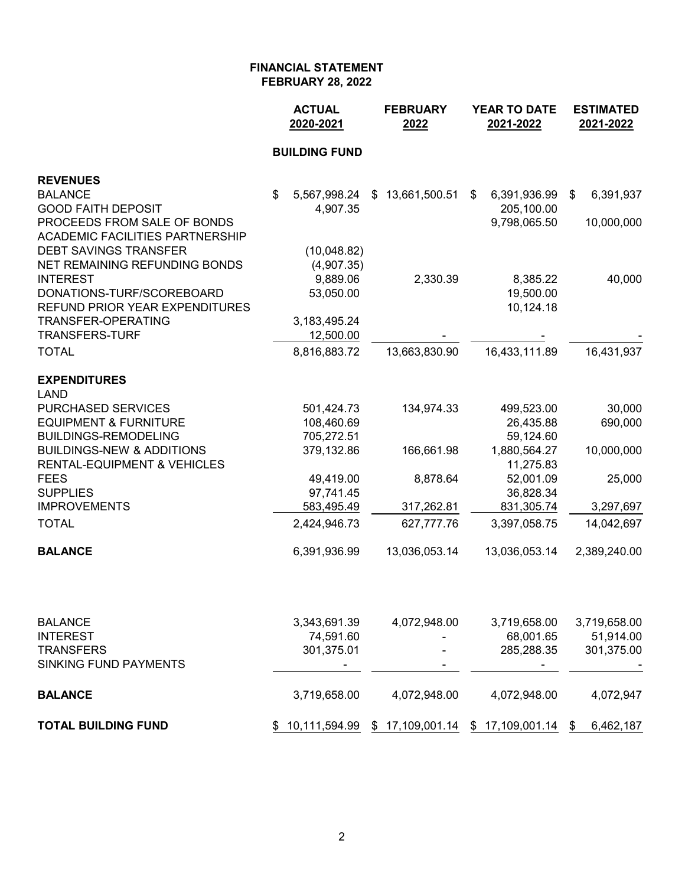**FINANCIAL STATEMENT**
**FEBRUARY 28, 2022**

| | ACTUAL 2020-2021 | FEBRUARY 2022 | YEAR TO DATE 2021-2022 | ESTIMATED 2021-2022 |
|---|---|---|---|---|
| | **BUILDING FUND** | | | |
| **REVENUES** | | | | |
| BALANCE | $ 5,567,998.24 | $ 13,661,500.51 | $ 6,391,936.99 | $ 6,391,937 |
| GOOD FAITH DEPOSIT | 4,907.35 | | 205,100.00 | |
| PROCEEDS FROM SALE OF BONDS | | | 9,798,065.50 | 10,000,000 |
| ACADEMIC FACILITIES PARTNERSHIP | | | | |
| DEBT SAVINGS TRANSFER | (10,048.82) | | | |
| NET REMAINING REFUNDING BONDS | (4,907.35) | | | |
| INTEREST | 9,889.06 | 2,330.39 | 8,385.22 | 40,000 |
| DONATIONS-TURF/SCOREBOARD | 53,050.00 | | 19,500.00 | |
| REFUND PRIOR YEAR EXPENDITURES | | | 10,124.18 | |
| TRANSFER-OPERATING | 3,183,495.24 | | | |
| TRANSFERS-TURF | 12,500.00 | - | - | - |
| TOTAL | 8,816,883.72 | 13,663,830.90 | 16,433,111.89 | 16,431,937 |
| **EXPENDITURES** | | | | |
| LAND | | | | |
| PURCHASED SERVICES | 501,424.73 | 134,974.33 | 499,523.00 | 30,000 |
| EQUIPMENT & FURNITURE | 108,460.69 | | 26,435.88 | 690,000 |
| BUILDINGS-REMODELING | 705,272.51 | | 59,124.60 | |
| BUILDINGS-NEW & ADDITIONS | 379,132.86 | 166,661.98 | 1,880,564.27 | 10,000,000 |
| RENTAL-EQUIPMENT & VEHICLES | | | 11,275.83 | |
| FEES | 49,419.00 | 8,878.64 | 52,001.09 | 25,000 |
| SUPPLIES | 97,741.45 | | 36,828.34 | |
| IMPROVEMENTS | 583,495.49 | 317,262.81 | 831,305.74 | 3,297,697 |
| TOTAL | 2,424,946.73 | 627,777.76 | 3,397,058.75 | 14,042,697 |
| **BALANCE** | 6,391,936.99 | 13,036,053.14 | 13,036,053.14 | 2,389,240.00 |
| | | | | |
| BALANCE | 3,343,691.39 | 4,072,948.00 | 3,719,658.00 | 3,719,658.00 |
| INTEREST | 74,591.60 | - | 68,001.65 | 51,914.00 |
| TRANSFERS | 301,375.01 | - | 285,288.35 | 301,375.00 |
| SINKING FUND PAYMENTS | - | - | - | - |
| **BALANCE** | 3,719,658.00 | 4,072,948.00 | 4,072,948.00 | 4,072,947 |
| **TOTAL BUILDING FUND** | $ 10,111,594.99 | $ 17,109,001.14 | $ 17,109,001.14 | $ 6,462,187 |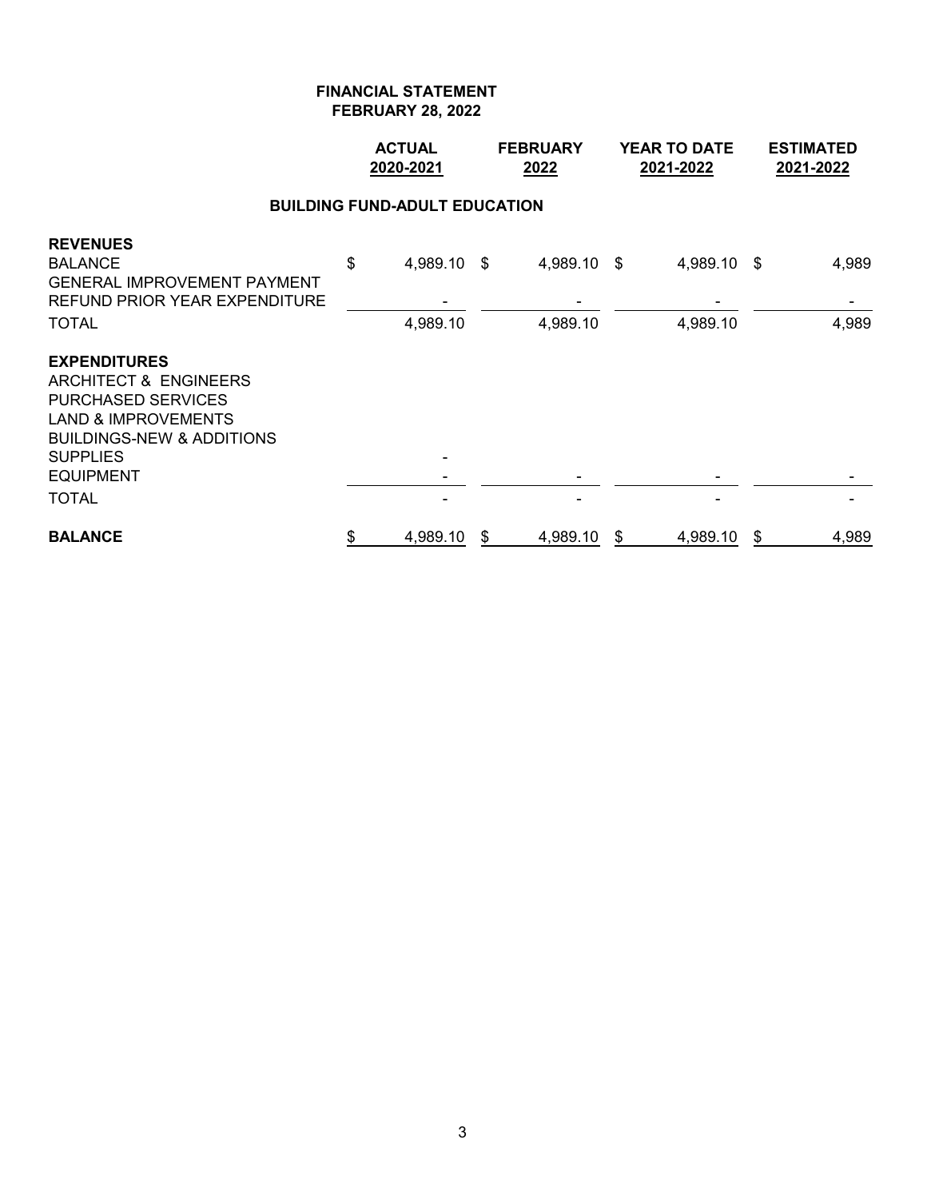**FINANCIAL STATEMENT**
**FEBRUARY 28, 2022**

| | ACTUAL 2020-2021 | FEBRUARY 2022 | YEAR TO DATE 2021-2022 | ESTIMATED 2021-2022 |
|---|---|---|---|---|
| **BUILDING FUND-ADULT EDUCATION** | | | | |
| **REVENUES** | | | | |
| BALANCE | $ 4,989.10 | $ 4,989.10 | $ 4,989.10 | $ 4,989 |
| GENERAL IMPROVEMENT PAYMENT | | | | |
| REFUND PRIOR YEAR EXPENDITURE | - | - | - | - |
| TOTAL | 4,989.10 | 4,989.10 | 4,989.10 | 4,989 |
| **EXPENDITURES** | | | | |
| ARCHITECT & ENGINEERS | | | | |
| PURCHASED SERVICES | | | | |
| LAND & IMPROVEMENTS | | | | |
| BUILDINGS-NEW & ADDITIONS | | | | |
| SUPPLIES | - | | | |
| EQUIPMENT | - | - | - | - |
| TOTAL | - | - | - | - |
| **BALANCE** | $ 4,989.10 | $ 4,989.10 | $ 4,989.10 | $ 4,989 |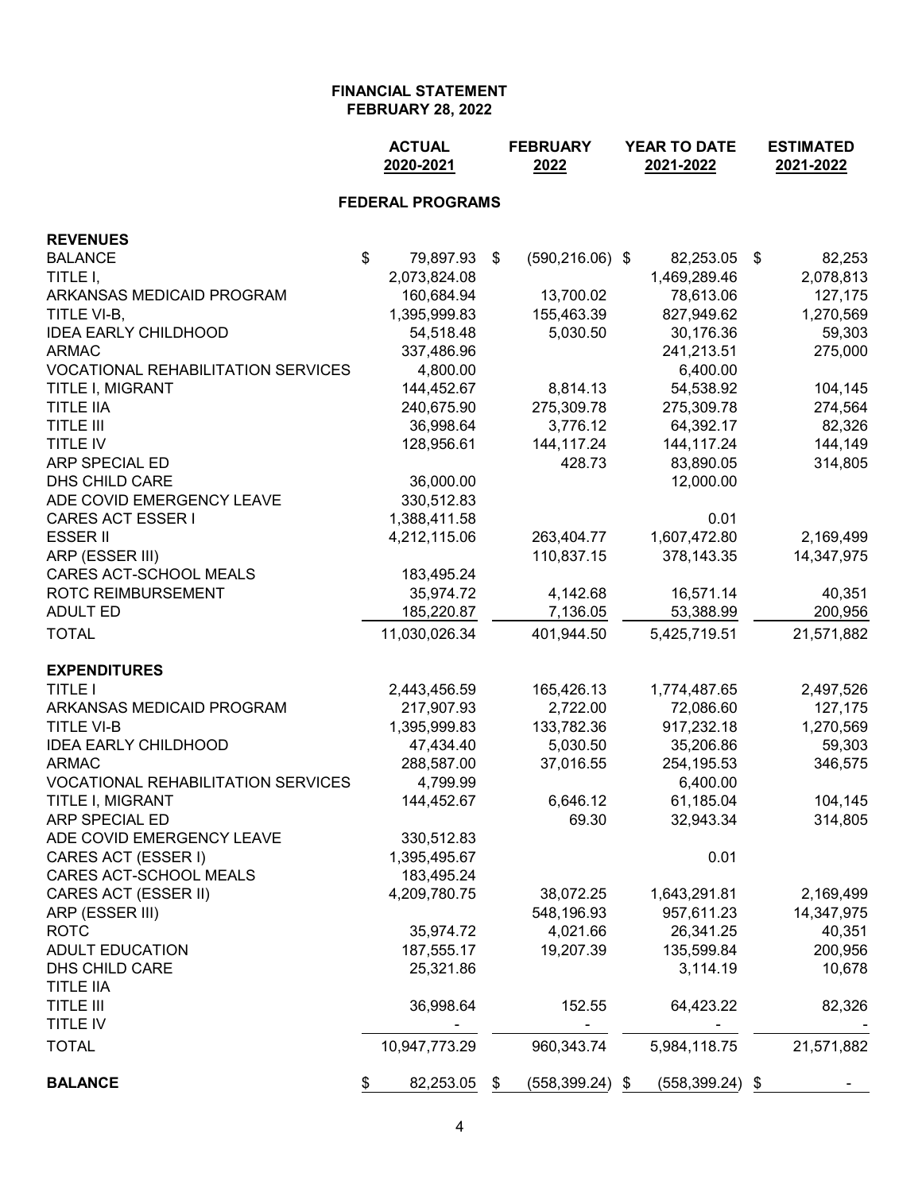# FINANCIAL STATEMENT
## FEBRUARY 28, 2022

### FEDERAL PROGRAMS

| | ACTUAL 2020-2021 | FEBRUARY 2022 | YEAR TO DATE 2021-2022 | ESTIMATED 2021-2022 |
|---|---|---|---|---|
| **REVENUES** | | | | |
| BALANCE | $ 79,897.93 | $ (590,216.06) | $ 82,253.05 | $ 82,253 |
| TITLE I, | 2,073,824.08 | | 1,469,289.46 | 2,078,813 |
| ARKANSAS MEDICAID PROGRAM | 160,684.94 | 13,700.02 | 78,613.06 | 127,175 |
| TITLE VI-B, | 1,395,999.83 | 155,463.39 | 827,949.62 | 1,270,569 |
| IDEA EARLY CHILDHOOD | 54,518.48 | 5,030.50 | 30,176.36 | 59,303 |
| ARMAC | 337,486.96 | | 241,213.51 | 275,000 |
| VOCATIONAL REHABILITATION SERVICES | 4,800.00 | | 6,400.00 | |
| TITLE I, MIGRANT | 144,452.67 | 8,814.13 | 54,538.92 | 104,145 |
| TITLE IIA | 240,675.90 | 275,309.78 | 275,309.78 | 274,564 |
| TITLE III | 36,998.64 | 3,776.12 | 64,392.17 | 82,326 |
| TITLE IV | 128,956.61 | 144,117.24 | 144,117.24 | 144,149 |
| ARP SPECIAL ED | | 428.73 | 83,890.05 | 314,805 |
| DHS CHILD CARE | 36,000.00 | | 12,000.00 | |
| ADE COVID EMERGENCY LEAVE | 330,512.83 | | | |
| CARES ACT ESSER I | 1,388,411.58 | | 0.01 | |
| ESSER II | 4,212,115.06 | 263,404.77 | 1,607,472.80 | 2,169,499 |
| ARP (ESSER III) | | 110,837.15 | 378,143.35 | 14,347,975 |
| CARES ACT-SCHOOL MEALS | 183,495.24 | | | |
| ROTC REIMBURSEMENT | 35,974.72 | 4,142.68 | 16,571.14 | 40,351 |
| ADULT ED | 185,220.87 | 7,136.05 | 53,388.99 | 200,956 |
| TOTAL | 11,030,026.34 | 401,944.50 | 5,425,719.51 | 21,571,882 |
| **EXPENDITURES** | | | | |
| TITLE I | 2,443,456.59 | 165,426.13 | 1,774,487.65 | 2,497,526 |
| ARKANSAS MEDICAID PROGRAM | 217,907.93 | 2,722.00 | 72,086.60 | 127,175 |
| TITLE VI-B | 1,395,999.83 | 133,782.36 | 917,232.18 | 1,270,569 |
| IDEA EARLY CHILDHOOD | 47,434.40 | 5,030.50 | 35,206.86 | 59,303 |
| ARMAC | 288,587.00 | 37,016.55 | 254,195.53 | 346,575 |
| VOCATIONAL REHABILITATION SERVICES | 4,799.99 | | 6,400.00 | |
| TITLE I, MIGRANT | 144,452.67 | 6,646.12 | 61,185.04 | 104,145 |
| ARP SPECIAL ED | | 69.30 | 32,943.34 | 314,805 |
| ADE COVID EMERGENCY LEAVE | 330,512.83 | | | |
| CARES ACT (ESSER I) | 1,395,495.67 | | 0.01 | |
| CARES ACT-SCHOOL MEALS | 183,495.24 | | | |
| CARES ACT (ESSER II) | 4,209,780.75 | 38,072.25 | 1,643,291.81 | 2,169,499 |
| ARP (ESSER III) | | 548,196.93 | 957,611.23 | 14,347,975 |
| ROTC | 35,974.72 | 4,021.66 | 26,341.25 | 40,351 |
| ADULT EDUCATION | 187,555.17 | 19,207.39 | 135,599.84 | 200,956 |
| DHS CHILD CARE | 25,321.86 | | 3,114.19 | 10,678 |
| TITLE IIA | | | | |
| TITLE III | 36,998.64 | 152.55 | 64,423.22 | 82,326 |
| TITLE IV | - | - | - | - |
| TOTAL | 10,947,773.29 | 960,343.74 | 5,984,118.75 | 21,571,882 |
| **BALANCE** | $ 82,253.05 | $ (558,399.24) | $ (558,399.24) | $ - |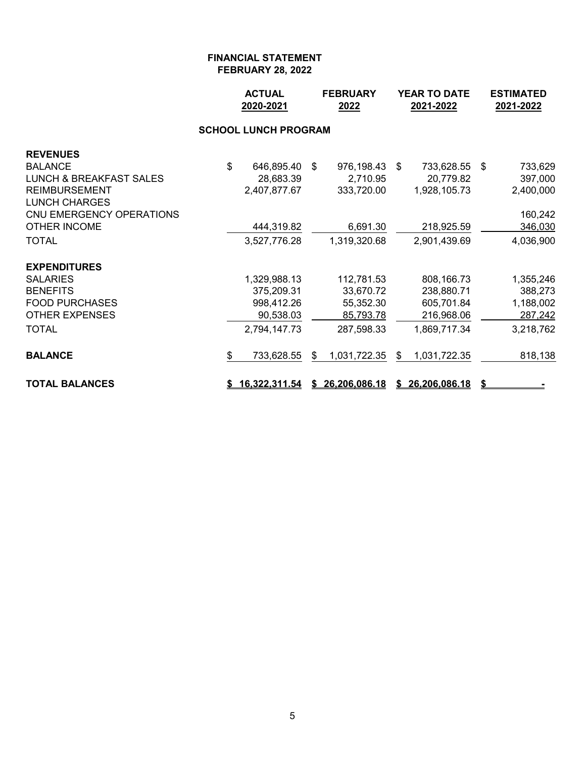**FINANCIAL STATEMENT**
**FEBRUARY 28, 2022**

| | ACTUAL 2020-2021 | FEBRUARY 2022 | YEAR TO DATE 2021-2022 | ESTIMATED 2021-2022 |
|---|---|---|---|---|
| **SCHOOL LUNCH PROGRAM** | | | | |
| **REVENUES** | | | | |
| BALANCE | $ 646,895.40 | $ 976,198.43 | $ 733,628.55 | $ 733,629 |
| LUNCH & BREAKFAST SALES | 28,683.39 | 2,710.95 | 20,779.82 | 397,000 |
| REIMBURSEMENT | 2,407,877.67 | 333,720.00 | 1,928,105.73 | 2,400,000 |
| LUNCH CHARGES | | | | |
| CNU EMERGENCY OPERATIONS | | | | 160,242 |
| OTHER INCOME | 444,319.82 | 6,691.30 | 218,925.59 | 346,030 |
| TOTAL | 3,527,776.28 | 1,319,320.68 | 2,901,439.69 | 4,036,900 |
| **EXPENDITURES** | | | | |
| SALARIES | 1,329,988.13 | 112,781.53 | 808,166.73 | 1,355,246 |
| BENEFITS | 375,209.31 | 33,670.72 | 238,880.71 | 388,273 |
| FOOD PURCHASES | 998,412.26 | 55,352.30 | 605,701.84 | 1,188,002 |
| OTHER EXPENSES | 90,538.03 | 85,793.78 | 216,968.06 | 287,242 |
| TOTAL | 2,794,147.73 | 287,598.33 | 1,869,717.34 | 3,218,762 |
| **BALANCE** | $ 733,628.55 | $ 1,031,722.35 | $ 1,031,722.35 | 818,138 |
| **TOTAL BALANCES** | **$ 16,322,311.54** | **$ 26,206,086.18** | **$ 26,206,086.18** | **$ -** |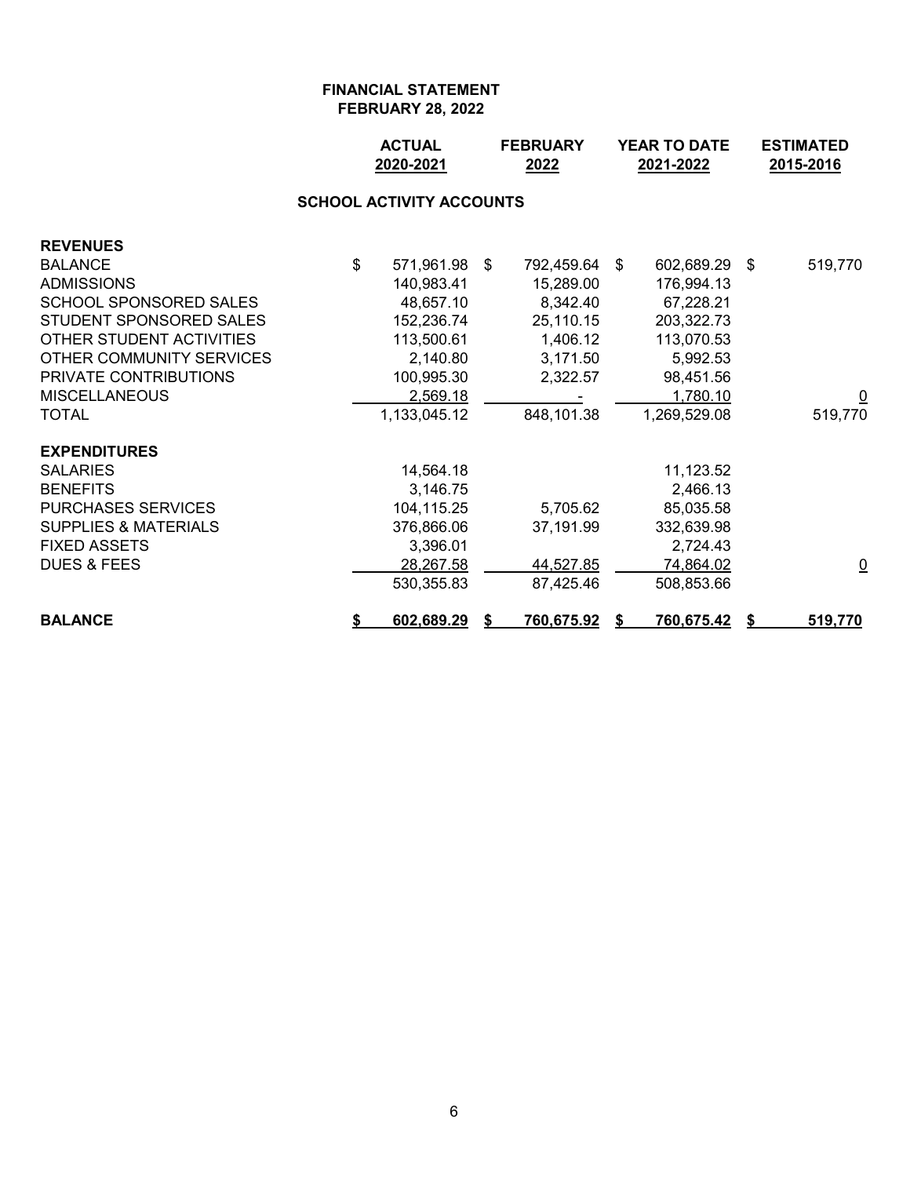**FINANCIAL STATEMENT**
**FEBRUARY 28, 2022**

| | ACTUAL 2020-2021 | FEBRUARY 2022 | YEAR TO DATE 2021-2022 | ESTIMATED 2015-2016 |
|---|---|---|---|---|
| **SCHOOL ACTIVITY ACCOUNTS** | | | | |
| **REVENUES** | | | | |
| BALANCE | $ 571,961.98 | $ 792,459.64 | $ 602,689.29 | $ 519,770 |
| ADMISSIONS | 140,983.41 | 15,289.00 | 176,994.13 | |
| SCHOOL SPONSORED SALES | 48,657.10 | 8,342.40 | 67,228.21 | |
| STUDENT SPONSORED SALES | 152,236.74 | 25,110.15 | 203,322.73 | |
| OTHER STUDENT ACTIVITIES | 113,500.61 | 1,406.12 | 113,070.53 | |
| OTHER COMMUNITY SERVICES | 2,140.80 | 3,171.50 | 5,992.53 | |
| PRIVATE CONTRIBUTIONS | 100,995.30 | 2,322.57 | 98,451.56 | |
| MISCELLANEOUS | 2,569.18 | - | 1,780.10 | 0 |
| TOTAL | 1,133,045.12 | 848,101.38 | 1,269,529.08 | 519,770 |
| **EXPENDITURES** | | | | |
| SALARIES | 14,564.18 | | 11,123.52 | |
| BENEFITS | 3,146.75 | | 2,466.13 | |
| PURCHASES SERVICES | 104,115.25 | 5,705.62 | 85,035.58 | |
| SUPPLIES & MATERIALS | 376,866.06 | 37,191.99 | 332,639.98 | |
| FIXED ASSETS | 3,396.01 | | 2,724.43 | |
| DUES & FEES | 28,267.58 | 44,527.85 | 74,864.02 | 0 |
| | 530,355.83 | 87,425.46 | 508,853.66 | |
| **BALANCE** | **$ 602,689.29** | **$ 760,675.92** | **$ 760,675.42** | **$ 519,770** |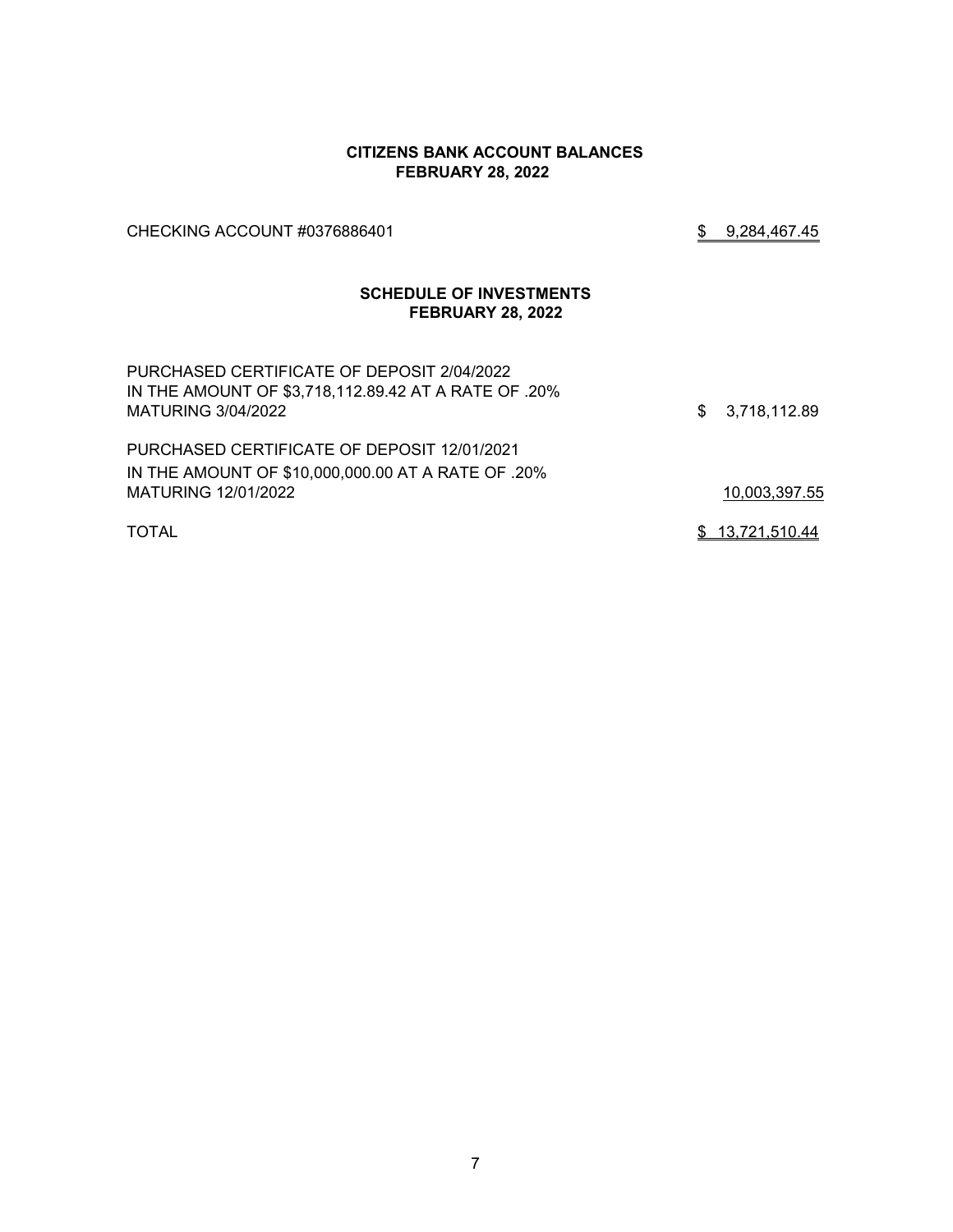**CITIZENS BANK ACCOUNT BALANCES**
**FEBRUARY 28, 2022**

| | |
|---|---|
| CHECKING ACCOUNT #0376886401 | $ 9,284,467.45 |

**SCHEDULE OF INVESTMENTS**
**FEBRUARY 28, 2022**

| | |
|---|---|
| PURCHASED CERTIFICATE OF DEPOSIT 2/04/2022 IN THE AMOUNT OF $3,718,112.89.42 AT A RATE OF .20% MATURING 3/04/2022 | $ 3,718,112.89 |
| PURCHASED CERTIFICATE OF DEPOSIT 12/01/2021 IN THE AMOUNT OF $10,000,000.00 AT A RATE OF .20% MATURING 12/01/2022 | 10,003,397.55 |
| TOTAL | $ 13,721,510.44 |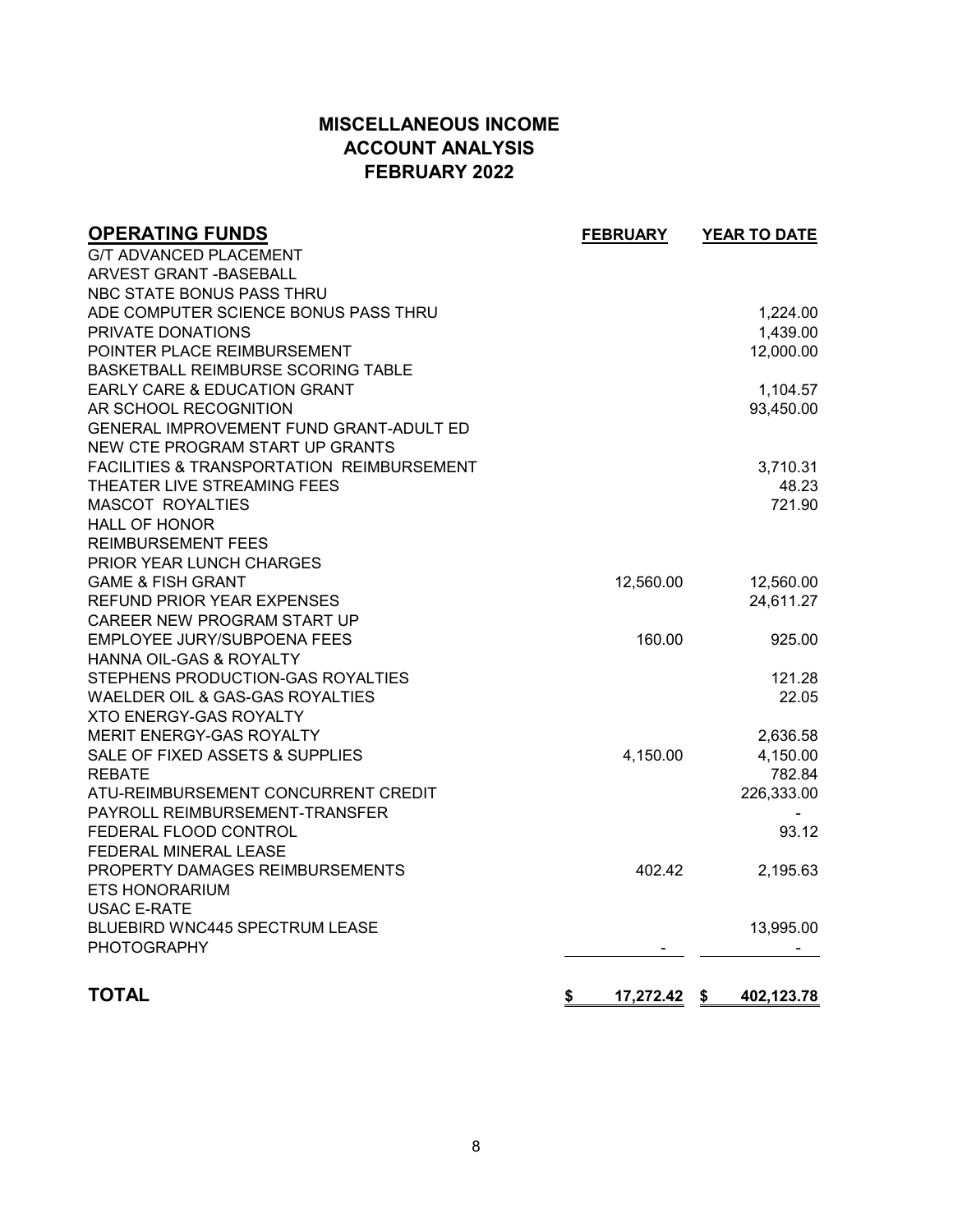# MISCELLANEOUS INCOME
# ACCOUNT ANALYSIS
# FEBRUARY 2022

| OPERATING FUNDS | FEBRUARY | YEAR TO DATE |
|---|---|---|
| G/T ADVANCED PLACEMENT | | |
| ARVEST GRANT -BASEBALL | | |
| NBC STATE BONUS PASS THRU | | |
| ADE COMPUTER SCIENCE BONUS PASS THRU | | 1,224.00 |
| PRIVATE DONATIONS | | 1,439.00 |
| POINTER PLACE REIMBURSEMENT | | 12,000.00 |
| BASKETBALL REIMBURSE SCORING TABLE | | |
| EARLY CARE & EDUCATION GRANT | | 1,104.57 |
| AR SCHOOL RECOGNITION | | 93,450.00 |
| GENERAL IMPROVEMENT FUND GRANT-ADULT ED | | |
| NEW CTE PROGRAM START UP GRANTS | | |
| FACILITIES & TRANSPORTATION REIMBURSEMENT | | 3,710.31 |
| THEATER LIVE STREAMING FEES | | 48.23 |
| MASCOT ROYALTIES | | 721.90 |
| HALL OF HONOR | | |
| REIMBURSEMENT FEES | | |
| PRIOR YEAR LUNCH CHARGES | | |
| GAME & FISH GRANT | 12,560.00 | 12,560.00 |
| REFUND PRIOR YEAR EXPENSES | | 24,611.27 |
| CAREER NEW PROGRAM START UP | | |
| EMPLOYEE JURY/SUBPOENA FEES | 160.00 | 925.00 |
| HANNA OIL-GAS & ROYALTY | | |
| STEPHENS PRODUCTION-GAS ROYALTIES | | 121.28 |
| WAELDER OIL & GAS-GAS ROYALTIES | | 22.05 |
| XTO ENERGY-GAS ROYALTY | | |
| MERIT ENERGY-GAS ROYALTY | | 2,636.58 |
| SALE OF FIXED ASSETS & SUPPLIES | 4,150.00 | 4,150.00 |
| REBATE | | 782.84 |
| ATU-REIMBURSEMENT CONCURRENT CREDIT | | 226,333.00 |
| PAYROLL REIMBURSEMENT-TRANSFER | | - |
| FEDERAL FLOOD CONTROL | | 93.12 |
| FEDERAL MINERAL LEASE | | |
| PROPERTY DAMAGES REIMBURSEMENTS | 402.42 | 2,195.63 |
| ETS HONORARIUM | | |
| USAC E-RATE | | |
| BLUEBIRD WNC445 SPECTRUM LEASE | | 13,995.00 |
| PHOTOGRAPHY | - | - |
| **TOTAL** | **$ 17,272.42** | **$ 402,123.78** |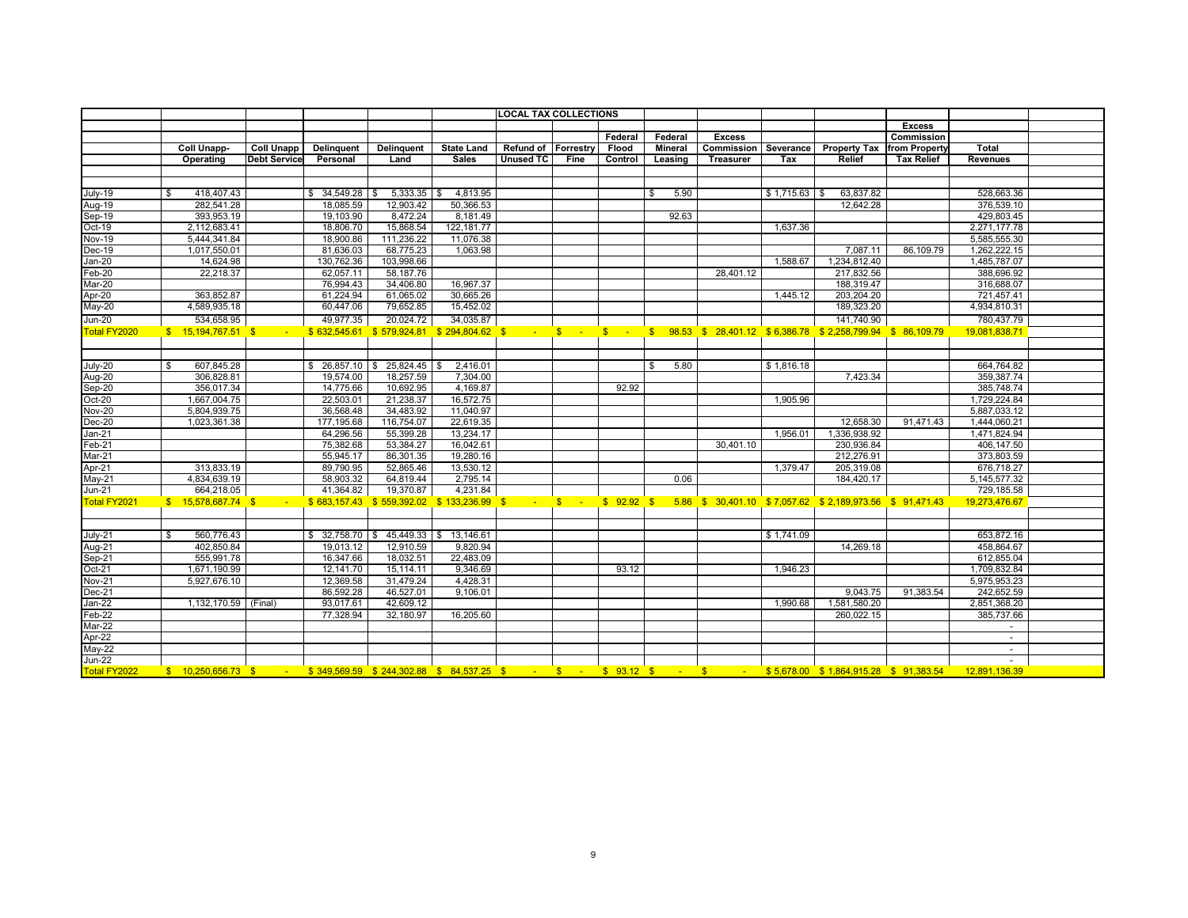| | | | | | | LOCAL TAX COLLECTIONS | | | | | | | | |
|---|---|---|---|---|---|---|---|---|---|---|---|---|---|---|
| | | | | | | | | Federal | Federal | Excess | | | Excess Commission | |
| | Coll Unapp-Operating | Coll Unapp Debt Service | Delinquent Personal | Delinquent Land | State Land Sales | Refund of Unused TC | Forrestry Fine | Flood Control | Mineral Leasing | Commission Treasurer | Severance Tax | Property Tax Relief | from Property Tax Relief | Total Revenues |
| July-19 | $ 418,407.43 | | $ 34,549.28 | $ 5,333.35 | $ 4,813.95 | | | | $ 5.90 | | $ 1,715.63 | $ 63,837.82 | | 528,663.36 |
| Aug-19 | 282,541.28 | | 18,085.59 | 12,903.42 | 50,366.53 | | | | | | | 12,642.28 | | 376,539.10 |
| Sep-19 | 393,953.19 | | 19,103.90 | 8,472.24 | 8,181.49 | | | | 92.63 | | | | | 429,803.45 |
| Oct-19 | 2,112,683.41 | | 18,806.70 | 15,868.54 | 122,181.77 | | | | | | 1,637.36 | | | 2,271,177.78 |
| Nov-19 | 5,444,341.84 | | 18,900.86 | 111,236.22 | 11,076.38 | | | | | | | | | 5,585,555.30 |
| Dec-19 | 1,017,550.01 | | 81,636.03 | 68,775.23 | 1,063.98 | | | | | | | 7,087.11 | 86,109.79 | 1,262,222.15 |
| Jan-20 | 14,624.98 | | 130,762.36 | 103,998.66 | | | | | | | 1,588.67 | 1,234,812.40 | | 1,485,787.07 |
| Feb-20 | 22,218.37 | | 62,057.11 | 58,187.76 | | | | | | 28,401.12 | | 217,832.56 | | 388,696.92 |
| Mar-20 | | | 76,994.43 | 34,406.80 | 16,967.37 | | | | | | | 188,319.47 | | 316,688.07 |
| Apr-20 | 363,852.87 | | 61,224.94 | 61,065.02 | 30,665.26 | | | | | | 1,445.12 | 203,204.20 | | 721,457.41 |
| May-20 | 4,589,935.18 | | 60,447.06 | 79,652.85 | 15,452.02 | | | | | | | 189,323.20 | | 4,934,810.31 |
| Jun-20 | 534,658.95 | | 49,977.35 | 20,024.72 | 34,035.87 | | | | | | | 141,740.90 | | 780,437.79 |
| Total FY2020 | $ 15,194,767.51 | $ - | $ 632,545.61 | $ 579,924.81 | $ 294,804.62 | $ - | $ - | $ - | $ 98.53 | $ 28,401.12 | $ 6,386.78 | $ 2,258,799.94 | $ 86,109.79 | 19,081,838.71 |
| | | | | | | | | | | | | | | |
| July-20 | $ 607,845.28 | | $ 26,857.10 | $ 25,824.45 | $ 2,416.01 | | | | $ 5.80 | | $ 1,816.18 | | | 664,764.82 |
| Aug-20 | 306,828.81 | | 19,574.00 | 18,257.59 | 7,304.00 | | | | | | | 7,423.34 | | 359,387.74 |
| Sep-20 | 356,017.34 | | 14,775.66 | 10,692.95 | 4,169.87 | | | 92.92 | | | | | | 385,748.74 |
| Oct-20 | 1,667,004.75 | | 22,503.01 | 21,238.37 | 16,572.75 | | | | | | 1,905.96 | | | 1,729,224.84 |
| Nov-20 | 5,804,939.75 | | 36,568.48 | 34,483.92 | 11,040.97 | | | | | | | | | 5,887,033.12 |
| Dec-20 | 1,023,361.38 | | 177,195.68 | 116,754.07 | 22,619.35 | | | | | | | 12,658.30 | 91,471.43 | 1,444,060.21 |
| Jan-21 | | | 64,296.56 | 55,399.28 | 13,234.17 | | | | | | 1,956.01 | 1,336,938.92 | | 1,471,824.94 |
| Feb-21 | | | 75,382.68 | 53,384.27 | 16,042.61 | | | | | 30,401.10 | | 230,936.84 | | 406,147.50 |
| Mar-21 | | | 55,945.17 | 86,301.35 | 19,280.16 | | | | | | | 212,276.91 | | 373,803.59 |
| Apr-21 | 313,833.19 | | 89,790.95 | 52,865.46 | 13,530.12 | | | | | | 1,379.47 | 205,319.08 | | 676,718.27 |
| May-21 | 4,834,639.19 | | 58,903.32 | 64,819.44 | 2,795.14 | | | | 0.06 | | | 184,420.17 | | 5,145,577.32 |
| Jun-21 | 664,218.05 | | 41,364.82 | 19,370.87 | 4,231.84 | | | | | | | | | 729,185.58 |
| Total FY2021 | $ 15,578,687.74 | $ - | $ 683,157.43 | $ 559,392.02 | $ 133,236.99 | $ - | $ - | $ 92.92 | $ 5.86 | $ 30,401.10 | $ 7,057.62 | $ 2,189,973.56 | $ 91,471.43 | 19,273,476.67 |
| | | | | | | | | | | | | | | |
| July-21 | $ 560,776.43 | | $ 32,758.70 | $ 45,449.33 | $ 13,146.61 | | | | | | $ 1,741.09 | | | 653,872.16 |
| Aug-21 | 402,850.84 | | 19,013.12 | 12,910.59 | 9,820.94 | | | | | | | 14,269.18 | | 458,864.67 |
| Sep-21 | 555,991.78 | | 16,347.66 | 18,032.51 | 22,483.09 | | | | | | | | | 612,855.04 |
| Oct-21 | 1,671,190.99 | | 12,141.70 | 15,114.11 | 9,346.69 | | | 93.12 | | | 1,946.23 | | | 1,709,832.84 |
| Nov-21 | 5,927,676.10 | | 12,369.58 | 31,479.24 | 4,428.31 | | | | | | | | | 5,975,953.23 |
| Dec-21 | | | 86,592.28 | 46,527.01 | 9,106.01 | | | | | | | 9,043.75 | 91,383.54 | 242,652.59 |
| Jan-22 | 1,132,170.59 | (Final) | 93,017.61 | 42,609.12 | | | | | | | 1,990.68 | 1,581,580.20 | | 2,851,368.20 |
| Feb-22 | | | 77,328.94 | 32,180.97 | 16,205.60 | | | | | | | 260,022.15 | | 385,737.66 |
| Mar-22 | | | | | | | | | | | | | | - |
| Apr-22 | | | | | | | | | | | | | | - |
| May-22 | | | | | | | | | | | | | | - |
| Jun-22 | | | | | | | | | | | | | | - |
| Total FY2022 | $ 10,250,656.73 | $ - | $ 349,569.59 | $ 244,302.88 | $ 84,537.25 | $ - | $ - | $ 93.12 | $ - | $ - | $ 5,678.00 | $ 1,864,915.28 | $ 91,383.54 | 12,891,136.39 |